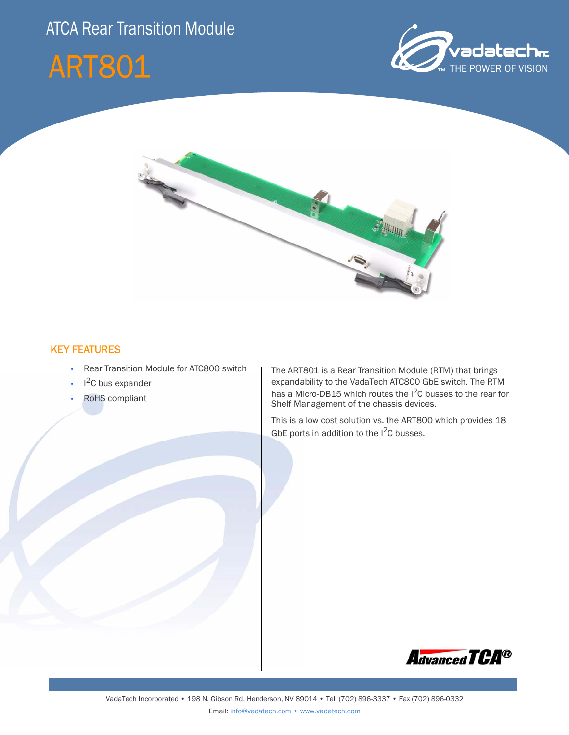# ATCA Rear Transition Module

# ART801

vadatech Inc
THE POWER OF VISION

## KEY FEATURES

- Rear Transition Module for ATC800 switch
- $I^2C$ bus expander
- RoHS compliant

The ART801 is a Rear Transition Module (RTM) that brings expandability to the VadaTech ATC800 GbE switch. The RTM has a Micro-DB15 which routes the $I^2C$ busses to the rear for Shelf Management of the chassis devices.

This is a low cost solution vs. the ART800 which provides 18 GbE ports in addition to the $I^2C$ busses.

AdvancedTCA®

VadaTech Incorporated • 198 N. Gibson Rd, Henderson, NV 89014 • Tel: (702) 896-3337 • Fax (702) 896-0332

Email: info@vadatech.com • www.vadatech.com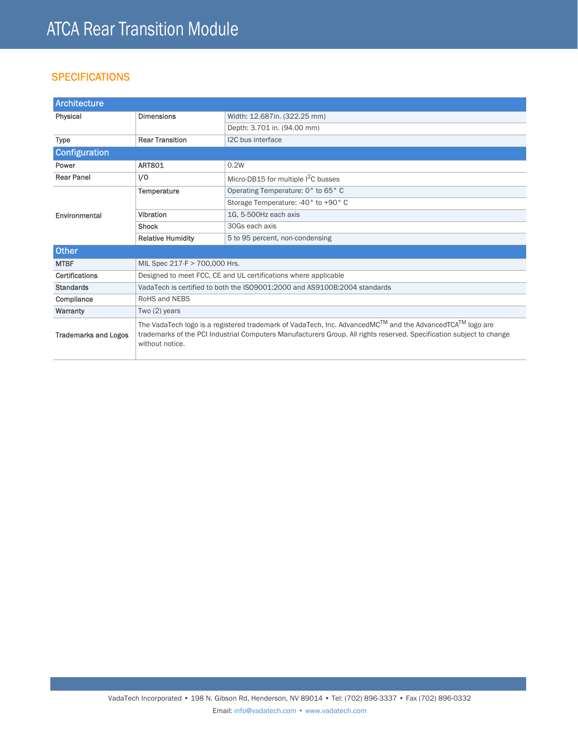# ATCA Rear Transition Module

## SPECIFICATIONS

| Architecture | | |
|---|---|---|
| Physical | Dimensions | Width: 12.687in. (322.25 mm) |
| | | Depth: 3.701 in. (94.00 mm) |
| Type | Rear Transition | I2C bus interface |
| **Configuration** | | |
| Power | ART801 | 0.2W |
| Rear Panel | I/O | Micro-DB15 for multiple $I^2C$ busses |
| Environmental | Temperature | Operating Temperature: 0° to 65° C |
| | | Storage Temperature: -40° to +90° C |
| | Vibration | 1G, 5-500Hz each axis |
| | Shock | 30Gs each axis |
| | Relative Humidity | 5 to 95 percent, non-condensing |

| Other | |
|---|---|
| MTBF | MIL Spec 217-F > 700,000 Hrs. |
| Certifications | Designed to meet FCC, CE and UL certifications where applicable |
| Standards | VadaTech is certified to both the ISO9001:2000 and AS9100B:2004 standards |
| Compliance | RoHS and NEBS |
| Warranty | Two (2) years |
| Trademarks and Logos | The VadaTech logo is a registered trademark of VadaTech, Inc. AdvancedMC™ and the AdvancedTCA™ logo are trademarks of the PCI Industrial Computers Manufacturers Group. All rights reserved. Specification subject to change without notice. |

VadaTech Incorporated • 198 N. Gibson Rd, Henderson, NV 89014 • Tel: (702) 896-3337 • Fax (702) 896-0332

Email: info@vadatech.com • www.vadatech.com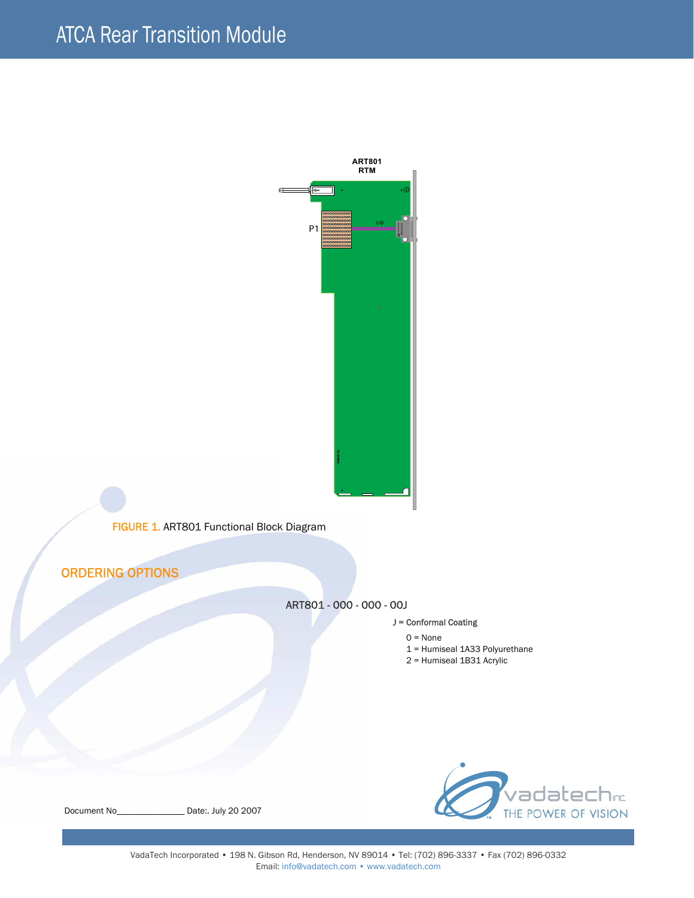ART801
RTM

P1

I/O

FIGURE 1. ART801 Functional Block Diagram

## ORDERING OPTIONS

ART801 - 000 - 000 - 00J

J = Conformal Coating

- 0 = None
- 1 = Humiseal 1A33 Polyurethane
- 2 = Humiseal 1B31 Acrylic

Document No_______________ Date:. July 20 2007

VadaTech Incorporated • 198 N. Gibson Rd, Henderson, NV 89014 • Tel: (702) 896-3337 • Fax (702) 896-0332
Email: info@vadatech.com • www.vadatech.com